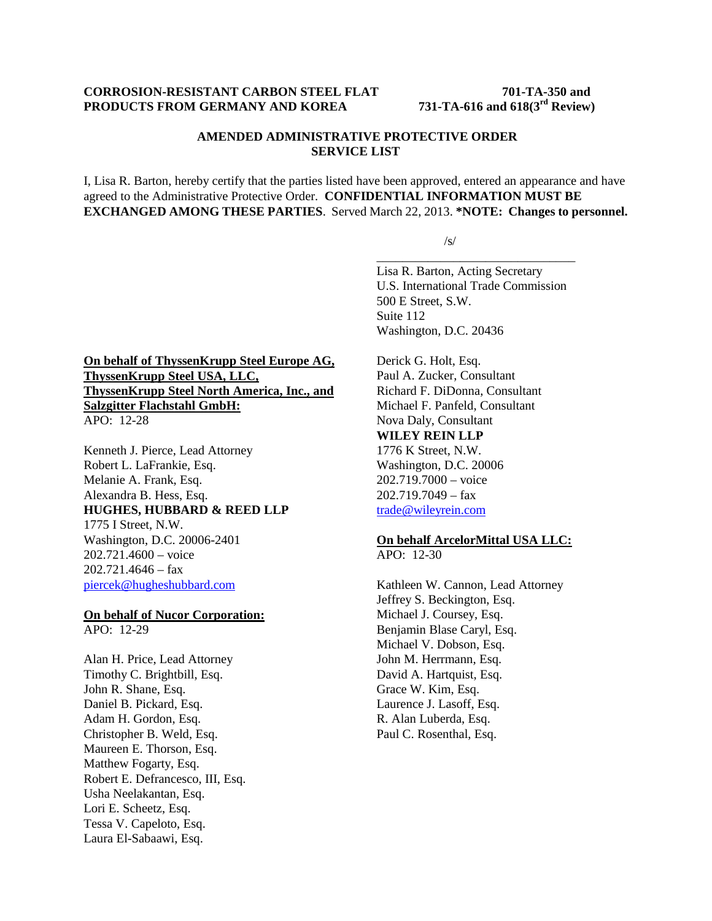**CORROSION-RESISTANT CARBON STEEL FLAT PRODUCTS FROM GERMANY AND KOREA**

**701-TA-350 and 731-TA-616 and 618(3rd Review)**

**AMENDED ADMINISTRATIVE PROTECTIVE ORDER SERVICE LIST**

I, Lisa R. Barton, hereby certify that the parties listed have been approved, entered an appearance and have agreed to the Administrative Protective Order. **CONFIDENTIAL INFORMATION MUST BE EXCHANGED AMONG THESE PARTIES**. Served March 22, 2013. ***NOTE: Changes to personnel.**

/s/
\_\_\_\_\_\_\_\_\_\_\_\_\_\_\_\_\_\_\_\_\_\_\_\_\_\_\_\_\_\_\_\_\_
Lisa R. Barton, Acting Secretary
U.S. International Trade Commission
500 E Street, S.W.
Suite 112
Washington, D.C. 20436

**On behalf of ThyssenKrupp Steel Europe AG, ThyssenKrupp Steel USA, LLC, ThyssenKrupp Steel North America, Inc., and Salzgitter Flachstahl GmbH:**
APO: 12-28

Kenneth J. Pierce, Lead Attorney
Robert L. LaFrankie, Esq.
Melanie A. Frank, Esq.
Alexandra B. Hess, Esq.
**HUGHES, HUBBARD & REED LLP**
1775 I Street, N.W.
Washington, D.C. 20006-2401
202.721.4600 – voice
202.721.4646 – fax
piercek@hugheshubbard.com

**On behalf of Nucor Corporation:**
APO: 12-29

Alan H. Price, Lead Attorney
Timothy C. Brightbill, Esq.
John R. Shane, Esq.
Daniel B. Pickard, Esq.
Adam H. Gordon, Esq.
Christopher B. Weld, Esq.
Maureen E. Thorson, Esq.
Matthew Fogarty, Esq.
Robert E. Defrancesco, III, Esq.
Usha Neelakantan, Esq.
Lori E. Scheetz, Esq.
Tessa V. Capeloto, Esq.
Laura El-Sabaawi, Esq.
Derick G. Holt, Esq.
Paul A. Zucker, Consultant
Richard F. DiDonna, Consultant
Michael F. Panfeld, Consultant
Nova Daly, Consultant
**WILEY REIN LLP**
1776 K Street, N.W.
Washington, D.C. 20006
202.719.7000 – voice
202.719.7049 – fax
trade@wileyrein.com

**On behalf ArcelorMittal USA LLC:**
APO: 12-30

Kathleen W. Cannon, Lead Attorney
Jeffrey S. Beckington, Esq.
Michael J. Coursey, Esq.
Benjamin Blase Caryl, Esq.
Michael V. Dobson, Esq.
John M. Herrmann, Esq.
David A. Hartquist, Esq.
Grace W. Kim, Esq.
Laurence J. Lasoff, Esq.
R. Alan Luberda, Esq.
Paul C. Rosenthal, Esq.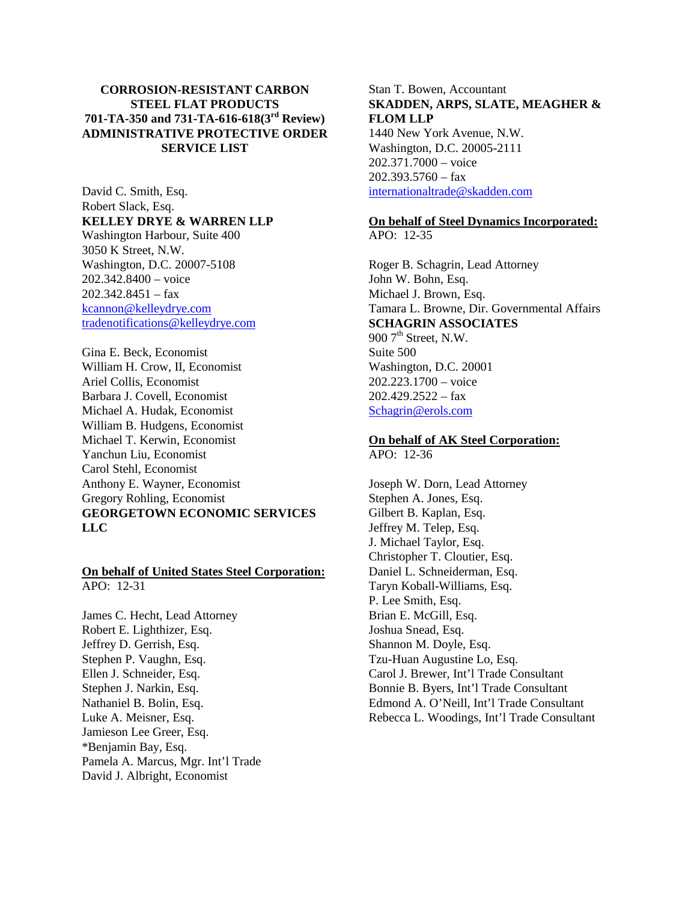**CORROSION-RESISTANT CARBON STEEL FLAT PRODUCTS 701-TA-350 and 731-TA-616-618(3rd Review) ADMINISTRATIVE PROTECTIVE ORDER SERVICE LIST**

David C. Smith, Esq.
Robert Slack, Esq.
**KELLEY DRYE & WARREN LLP**
Washington Harbour, Suite 400
3050 K Street, N.W.
Washington, D.C. 20007-5108
202.342.8400 – voice
202.342.8451 – fax
kcannon@kelleydrye.com
tradenotifications@kelleydrye.com

Gina E. Beck, Economist
William H. Crow, II, Economist
Ariel Collis, Economist
Barbara J. Covell, Economist
Michael A. Hudak, Economist
William B. Hudgens, Economist
Michael T. Kerwin, Economist
Yanchun Liu, Economist
Carol Stehl, Economist
Anthony E. Wayner, Economist
Gregory Rohling, Economist
**GEORGETOWN ECONOMIC SERVICES LLC**

**On behalf of United States Steel Corporation:**
APO: 12-31

James C. Hecht, Lead Attorney
Robert E. Lighthizer, Esq.
Jeffrey D. Gerrish, Esq.
Stephen P. Vaughn, Esq.
Ellen J. Schneider, Esq.
Stephen J. Narkin, Esq.
Nathaniel B. Bolin, Esq.
Luke A. Meisner, Esq.
Jamieson Lee Greer, Esq.
*Benjamin Bay, Esq.
Pamela A. Marcus, Mgr. Int'l Trade
David J. Albright, Economist
Stan T. Bowen, Accountant
**SKADDEN, ARPS, SLATE, MEAGHER & FLOM LLP**
1440 New York Avenue, N.W.
Washington, D.C. 20005-2111
202.371.7000 – voice
202.393.5760 – fax
internationaltrade@skadden.com

**On behalf of Steel Dynamics Incorporated:**
APO: 12-35

Roger B. Schagrin, Lead Attorney
John W. Bohn, Esq.
Michael J. Brown, Esq.
Tamara L. Browne, Dir. Governmental Affairs
**SCHAGRIN ASSOCIATES**
900 7th Street, N.W.
Suite 500
Washington, D.C. 20001
202.223.1700 – voice
202.429.2522 – fax
Schagrin@erols.com

**On behalf of AK Steel Corporation:**
APO: 12-36

Joseph W. Dorn, Lead Attorney
Stephen A. Jones, Esq.
Gilbert B. Kaplan, Esq.
Jeffrey M. Telep, Esq.
J. Michael Taylor, Esq.
Christopher T. Cloutier, Esq.
Daniel L. Schneiderman, Esq.
Taryn Koball-Williams, Esq.
P. Lee Smith, Esq.
Brian E. McGill, Esq.
Joshua Snead, Esq.
Shannon M. Doyle, Esq.
Tzu-Huan Augustine Lo, Esq.
Carol J. Brewer, Int'l Trade Consultant
Bonnie B. Byers, Int'l Trade Consultant
Edmond A. O'Neill, Int'l Trade Consultant
Rebecca L. Woodings, Int'l Trade Consultant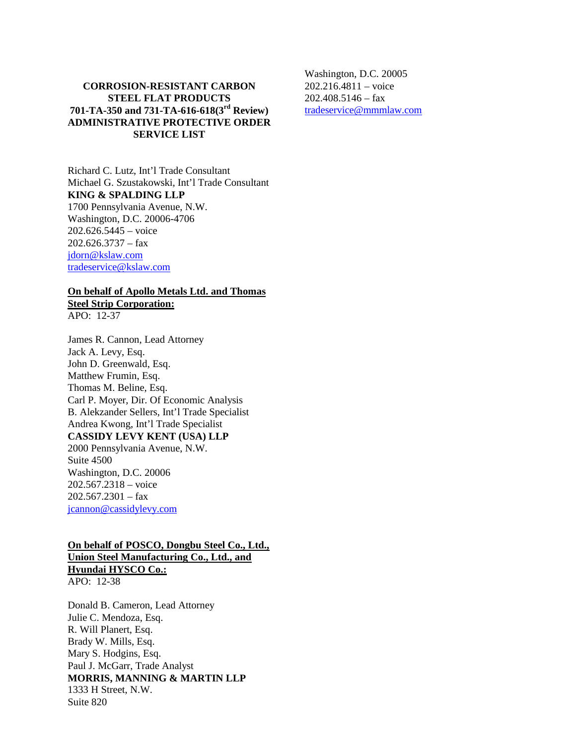**CORROSION-RESISTANT CARBON STEEL FLAT PRODUCTS 701-TA-350 and 731-TA-616-618(3rd Review) ADMINISTRATIVE PROTECTIVE ORDER SERVICE LIST**

Richard C. Lutz, Int'l Trade Consultant
Michael G. Szustakowski, Int'l Trade Consultant
**KING & SPALDING LLP**
1700 Pennsylvania Avenue, N.W.
Washington, D.C. 20006-4706
202.626.5445 – voice
202.626.3737 – fax
jdorn@kslaw.com
tradeservice@kslaw.com

**On behalf of Apollo Metals Ltd. and Thomas Steel Strip Corporation:**
APO: 12-37

James R. Cannon, Lead Attorney
Jack A. Levy, Esq.
John D. Greenwald, Esq.
Matthew Frumin, Esq.
Thomas M. Beline, Esq.
Carl P. Moyer, Dir. Of Economic Analysis
B. Alekzander Sellers, Int'l Trade Specialist
Andrea Kwong, Int'l Trade Specialist
**CASSIDY LEVY KENT (USA) LLP**
2000 Pennsylvania Avenue, N.W.
Suite 4500
Washington, D.C. 20006
202.567.2318 – voice
202.567.2301 – fax
jcannon@cassidylevy.com

**On behalf of POSCO, Dongbu Steel Co., Ltd., Union Steel Manufacturing Co., Ltd., and Hyundai HYSCO Co.:**
APO: 12-38

Donald B. Cameron, Lead Attorney
Julie C. Mendoza, Esq.
R. Will Planert, Esq.
Brady W. Mills, Esq.
Mary S. Hodgins, Esq.
Paul J. McGarr, Trade Analyst
**MORRIS, MANNING & MARTIN LLP**
1333 H Street, N.W.
Suite 820
Washington, D.C. 20005
202.216.4811 – voice
202.408.5146 – fax
tradeservice@mmmlaw.com